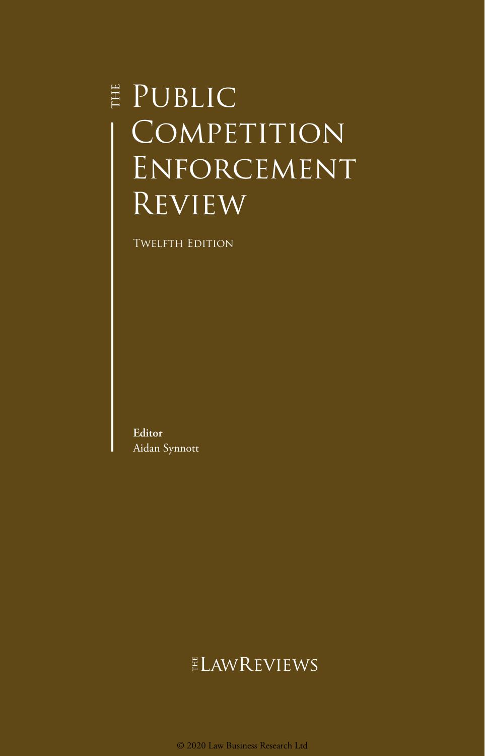# The Public Competition Enforcement Review

Twelfth Edition

**Editor**
Aidan Synnott

The LawReviews

© 2020 Law Business Research Ltd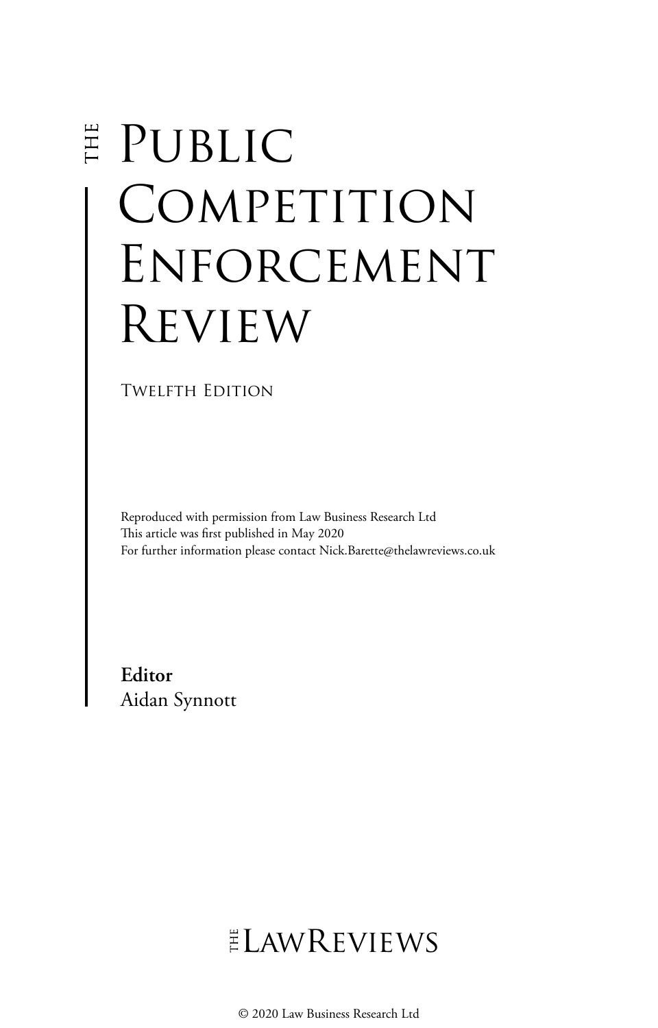# The Public Competition Enforcement Review

Twelfth Edition

Reproduced with permission from Law Business Research Ltd
This article was first published in May 2020
For further information please contact Nick.Barette@thelawreviews.co.uk

**Editor**
Aidan Synnott

The LawReviews

© 2020 Law Business Research Ltd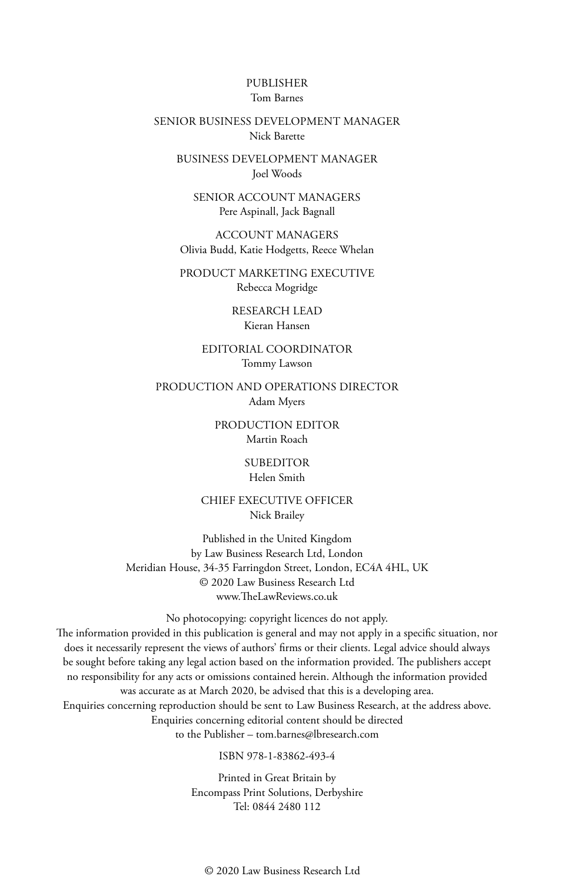PUBLISHER
Tom Barnes

SENIOR BUSINESS DEVELOPMENT MANAGER
Nick Barette

BUSINESS DEVELOPMENT MANAGER
Joel Woods

SENIOR ACCOUNT MANAGERS
Pere Aspinall, Jack Bagnall

ACCOUNT MANAGERS
Olivia Budd, Katie Hodgetts, Reece Whelan

PRODUCT MARKETING EXECUTIVE
Rebecca Mogridge

RESEARCH LEAD
Kieran Hansen

EDITORIAL COORDINATOR
Tommy Lawson

PRODUCTION AND OPERATIONS DIRECTOR
Adam Myers

PRODUCTION EDITOR
Martin Roach

SUBEDITOR
Helen Smith

CHIEF EXECUTIVE OFFICER
Nick Brailey

Published in the United Kingdom
by Law Business Research Ltd, London
Meridian House, 34-35 Farringdon Street, London, EC4A 4HL, UK
© 2020 Law Business Research Ltd
www.TheLawReviews.co.uk

No photocopying: copyright licences do not apply.
The information provided in this publication is general and may not apply in a specific situation, nor does it necessarily represent the views of authors' firms or their clients. Legal advice should always be sought before taking any legal action based on the information provided. The publishers accept no responsibility for any acts or omissions contained herein. Although the information provided was accurate as at March 2020, be advised that this is a developing area.
Enquiries concerning reproduction should be sent to Law Business Research, at the address above.
Enquiries concerning editorial content should be directed
to the Publisher – tom.barnes@lbresearch.com

ISBN 978-1-83862-493-4

Printed in Great Britain by
Encompass Print Solutions, Derbyshire
Tel: 0844 2480 112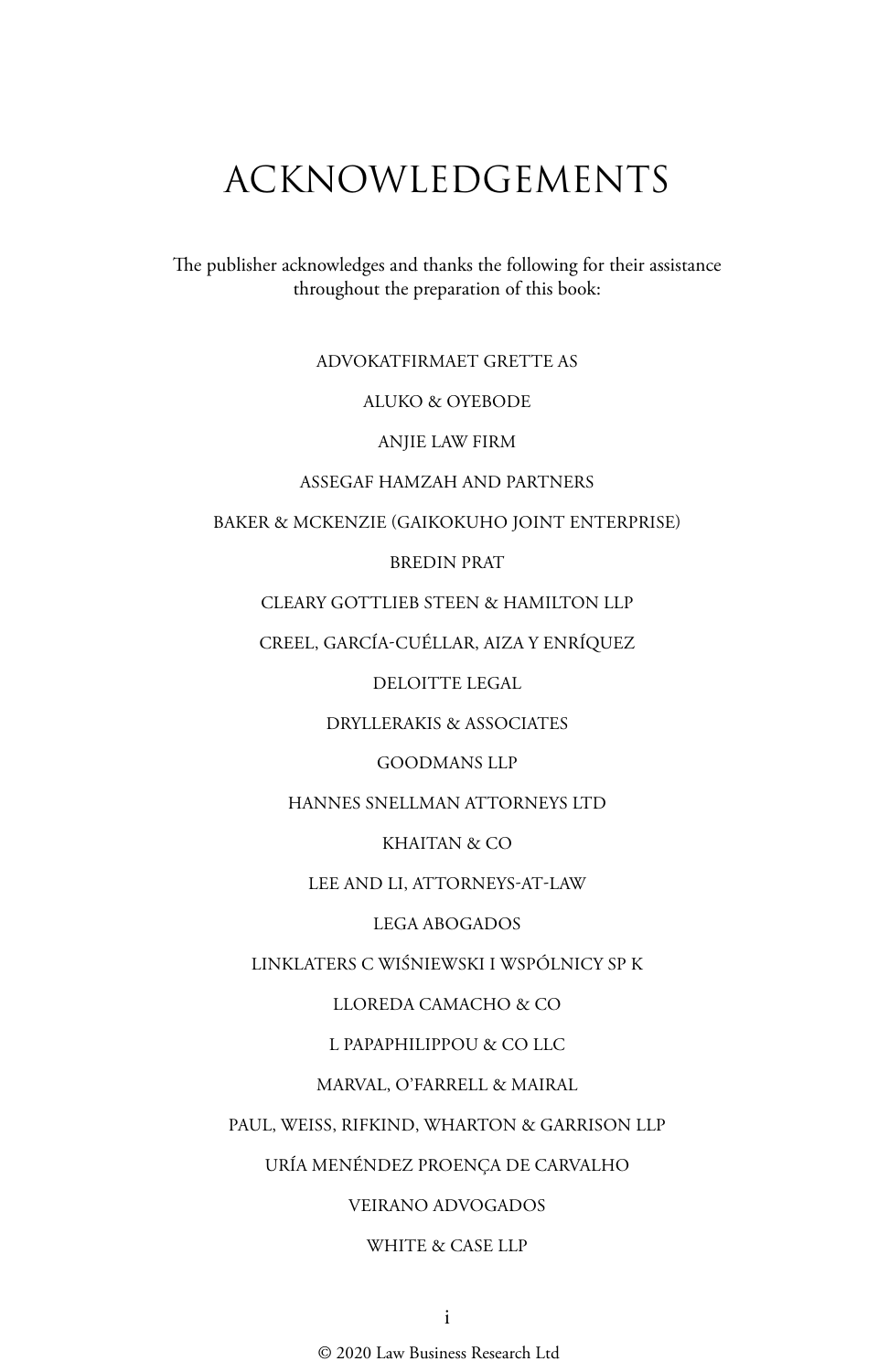# ACKNOWLEDGEMENTS

The publisher acknowledges and thanks the following for their assistance throughout the preparation of this book:

ADVOKATFIRMAET GRETTE AS

ALUKO & OYEBODE

ANJIE LAW FIRM

ASSEGAF HAMZAH AND PARTNERS

BAKER & MCKENZIE (GAIKOKUHO JOINT ENTERPRISE)

BREDIN PRAT

CLEARY GOTTLIEB STEEN & HAMILTON LLP

CREEL, GARCÍA-CUÉLLAR, AIZA Y ENRÍQUEZ

DELOITTE LEGAL

DRYLLERAKIS & ASSOCIATES

GOODMANS LLP

HANNES SNELLMAN ATTORNEYS LTD

KHAITAN & CO

LEE AND LI, ATTORNEYS-AT-LAW

LEGA ABOGADOS

LINKLATERS C WIŚNIEWSKI I WSPÓLNICY SP K

LLOREDA CAMACHO & CO

L PAPAPHILIPPOU & CO LLC

MARVAL, O'FARRELL & MAIRAL

PAUL, WEISS, RIFKIND, WHARTON & GARRISON LLP

URÍA MENÉNDEZ PROENÇA DE CARVALHO

VEIRANO ADVOGADOS

WHITE & CASE LLP

© 2020 Law Business Research Ltd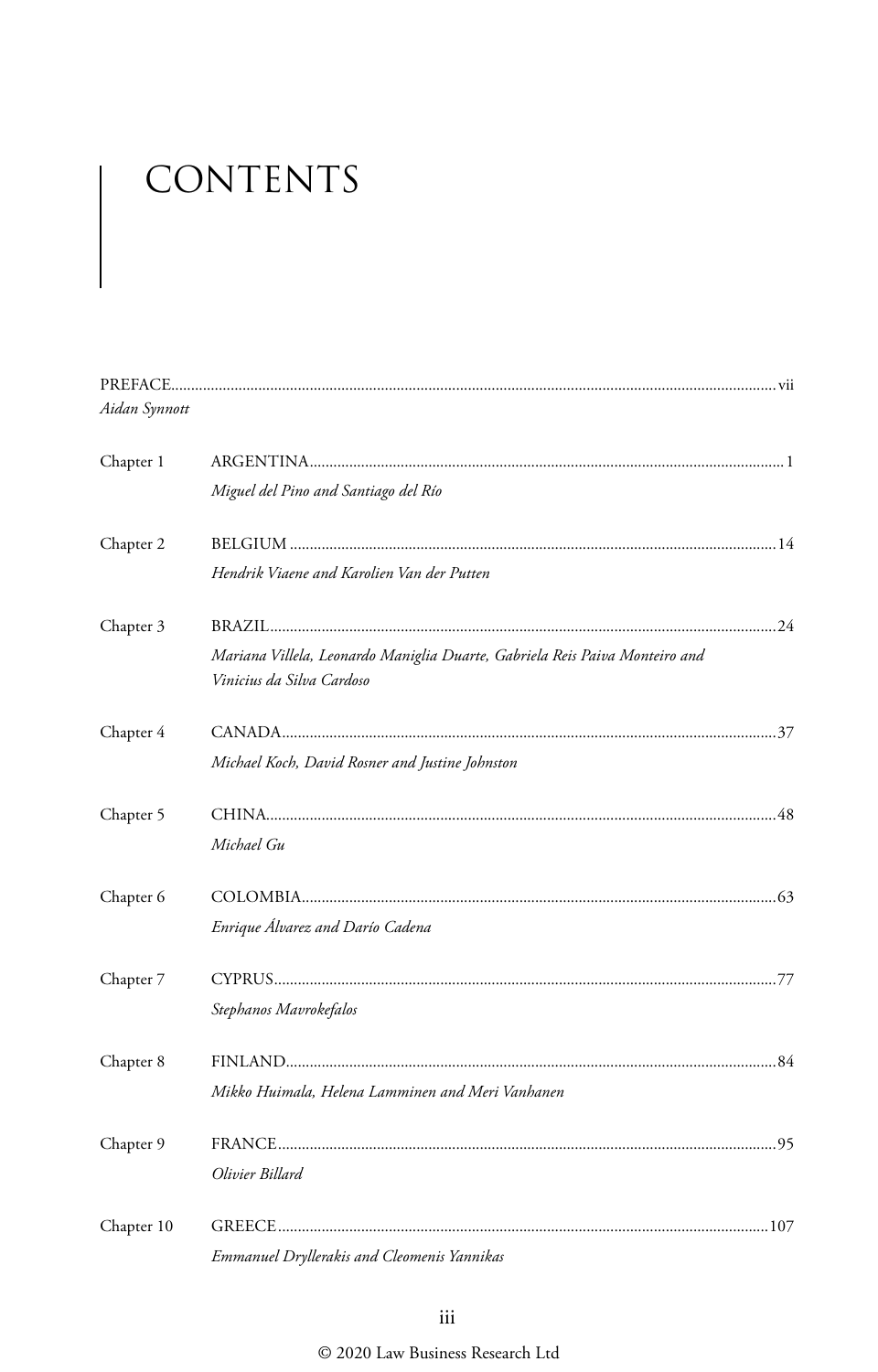# CONTENTS

PREFACE ..... vii
*Aidan Synnott*

Chapter 1 ARGENTINA ..... 1
*Miguel del Pino and Santiago del Río*

Chapter 2 BELGIUM ..... 14
*Hendrik Viaene and Karolien Van der Putten*

Chapter 3 BRAZIL ..... 24
*Mariana Villela, Leonardo Maniglia Duarte, Gabriela Reis Paiva Monteiro and Vinicius da Silva Cardoso*

Chapter 4 CANADA ..... 37
*Michael Koch, David Rosner and Justine Johnston*

Chapter 5 CHINA ..... 48
*Michael Gu*

Chapter 6 COLOMBIA ..... 63
*Enrique Álvarez and Darío Cadena*

Chapter 7 CYPRUS ..... 77
*Stephanos Mavrokefalos*

Chapter 8 FINLAND ..... 84
*Mikko Huimala, Helena Lamminen and Meri Vanhanen*

Chapter 9 FRANCE ..... 95
*Olivier Billard*

Chapter 10 GREECE ..... 107
*Emmanuel Dryllerakis and Cleomenis Yannikas*

© 2020 Law Business Research Ltd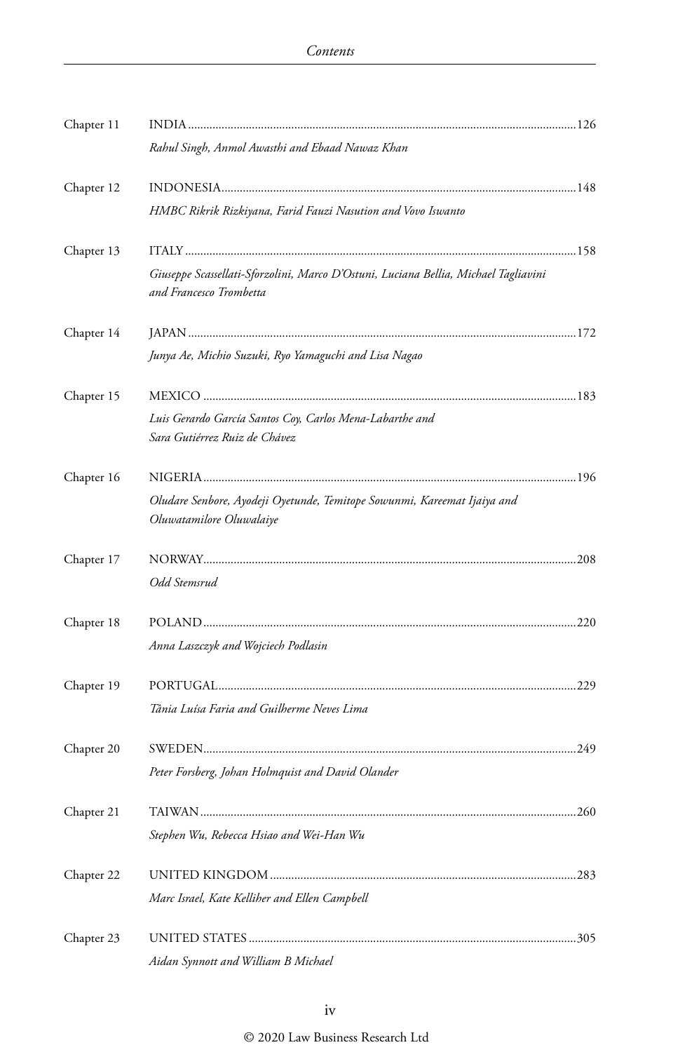Chapter 11 INDIA ......126

*Rahul Singh, Anmol Awasthi and Ebaad Nawaz Khan*

Chapter 12 INDONESIA ......148

*HMBC Rikrik Rizkiyana, Farid Fauzi Nasution and Vovo Iswanto*

Chapter 13 ITALY ......158

*Giuseppe Scassellati-Sforzolini, Marco D'Ostuni, Luciana Bellia, Michael Tagliavini and Francesco Trombetta*

Chapter 14 JAPAN ......172

*Junya Ae, Michio Suzuki, Ryo Yamaguchi and Lisa Nagao*

Chapter 15 MEXICO ......183

*Luis Gerardo García Santos Coy, Carlos Mena-Labarthe and Sara Gutiérrez Ruiz de Chávez*

Chapter 16 NIGERIA ......196

*Oludare Senbore, Ayodeji Oyetunde, Temitope Sowunmi, Kareemat Ijaiya and Oluwatamilore Oluwalaiye*

Chapter 17 NORWAY ......208

*Odd Stemsrud*

Chapter 18 POLAND ......220

*Anna Laszczyk and Wojciech Podlasin*

Chapter 19 PORTUGAL ......229

*Tânia Luísa Faria and Guilherme Neves Lima*

Chapter 20 SWEDEN ......249

*Peter Forsberg, Johan Holmquist and David Olander*

Chapter 21 TAIWAN ......260

*Stephen Wu, Rebecca Hsiao and Wei-Han Wu*

Chapter 22 UNITED KINGDOM ......283

*Marc Israel, Kate Kelliher and Ellen Campbell*

Chapter 23 UNITED STATES ......305

*Aidan Synnott and William B Michael*

© 2020 Law Business Research Ltd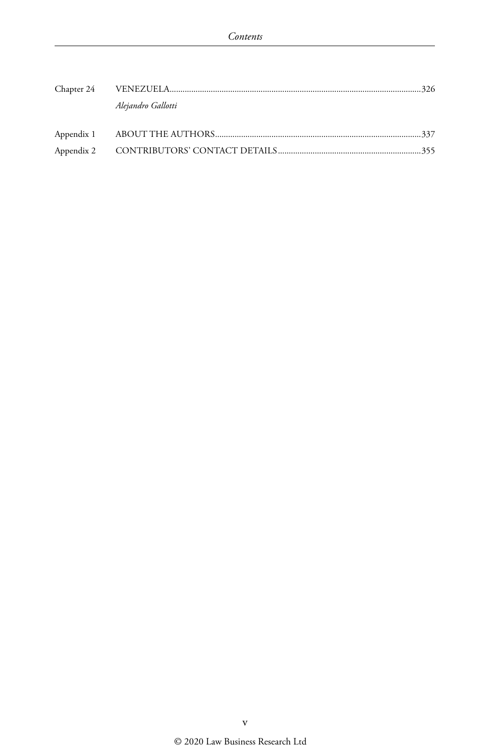| | | |
|---|---|---|
| Chapter 24 | VENEZUELA | 326 |
| | *Alejandro Gallotti* | |
| Appendix 1 | ABOUT THE AUTHORS | 337 |
| Appendix 2 | CONTRIBUTORS' CONTACT DETAILS | 355 |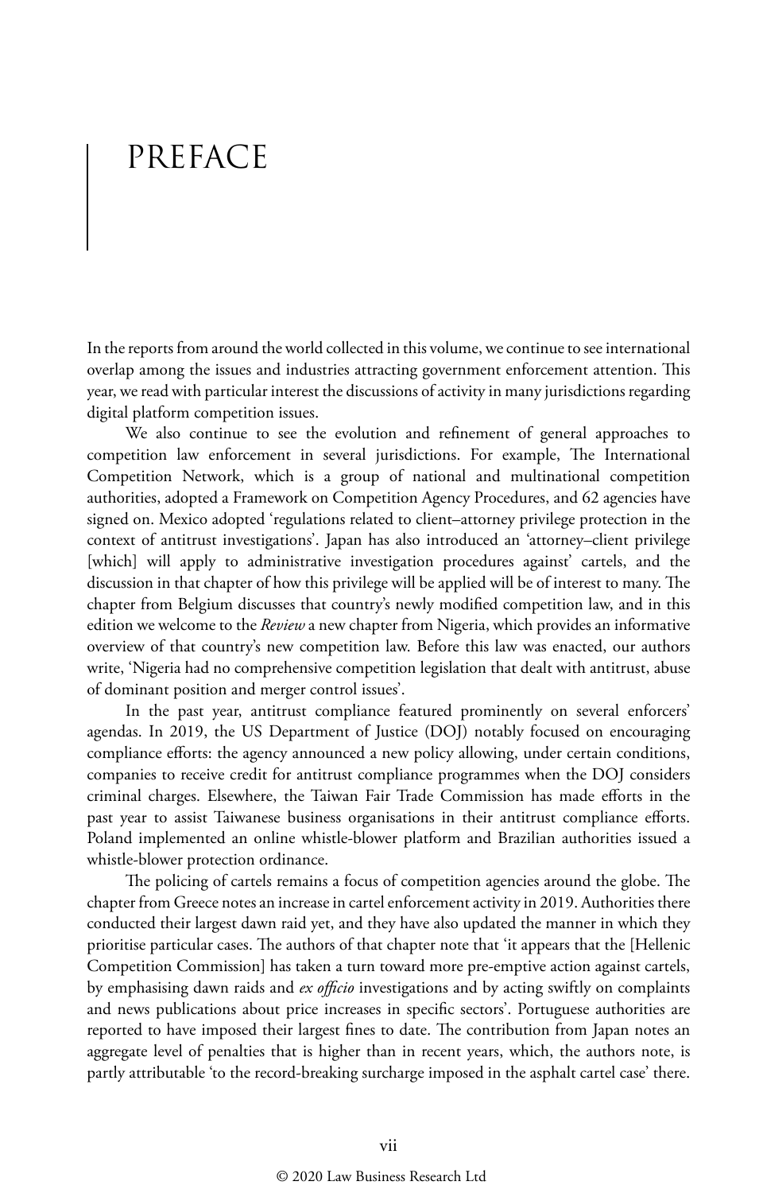# PREFACE

In the reports from around the world collected in this volume, we continue to see international overlap among the issues and industries attracting government enforcement attention. This year, we read with particular interest the discussions of activity in many jurisdictions regarding digital platform competition issues.

We also continue to see the evolution and refinement of general approaches to competition law enforcement in several jurisdictions. For example, The International Competition Network, which is a group of national and multinational competition authorities, adopted a Framework on Competition Agency Procedures, and 62 agencies have signed on. Mexico adopted 'regulations related to client–attorney privilege protection in the context of antitrust investigations'. Japan has also introduced an 'attorney–client privilege [which] will apply to administrative investigation procedures against' cartels, and the discussion in that chapter of how this privilege will be applied will be of interest to many. The chapter from Belgium discusses that country's newly modified competition law, and in this edition we welcome to the *Review* a new chapter from Nigeria, which provides an informative overview of that country's new competition law. Before this law was enacted, our authors write, 'Nigeria had no comprehensive competition legislation that dealt with antitrust, abuse of dominant position and merger control issues'.

In the past year, antitrust compliance featured prominently on several enforcers' agendas. In 2019, the US Department of Justice (DOJ) notably focused on encouraging compliance efforts: the agency announced a new policy allowing, under certain conditions, companies to receive credit for antitrust compliance programmes when the DOJ considers criminal charges. Elsewhere, the Taiwan Fair Trade Commission has made efforts in the past year to assist Taiwanese business organisations in their antitrust compliance efforts. Poland implemented an online whistle-blower platform and Brazilian authorities issued a whistle-blower protection ordinance.

The policing of cartels remains a focus of competition agencies around the globe. The chapter from Greece notes an increase in cartel enforcement activity in 2019. Authorities there conducted their largest dawn raid yet, and they have also updated the manner in which they prioritise particular cases. The authors of that chapter note that 'it appears that the [Hellenic Competition Commission] has taken a turn toward more pre-emptive action against cartels, by emphasising dawn raids and *ex officio* investigations and by acting swiftly on complaints and news publications about price increases in specific sectors'. Portuguese authorities are reported to have imposed their largest fines to date. The contribution from Japan notes an aggregate level of penalties that is higher than in recent years, which, the authors note, is partly attributable 'to the record-breaking surcharge imposed in the asphalt cartel case' there.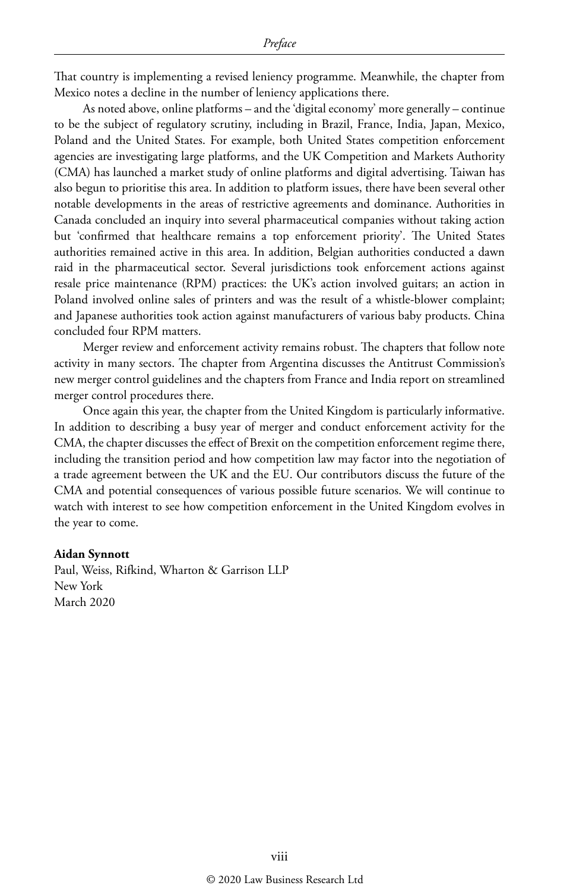That country is implementing a revised leniency programme. Meanwhile, the chapter from Mexico notes a decline in the number of leniency applications there.

As noted above, online platforms – and the 'digital economy' more generally – continue to be the subject of regulatory scrutiny, including in Brazil, France, India, Japan, Mexico, Poland and the United States. For example, both United States competition enforcement agencies are investigating large platforms, and the UK Competition and Markets Authority (CMA) has launched a market study of online platforms and digital advertising. Taiwan has also begun to prioritise this area. In addition to platform issues, there have been several other notable developments in the areas of restrictive agreements and dominance. Authorities in Canada concluded an inquiry into several pharmaceutical companies without taking action but 'confirmed that healthcare remains a top enforcement priority'. The United States authorities remained active in this area. In addition, Belgian authorities conducted a dawn raid in the pharmaceutical sector. Several jurisdictions took enforcement actions against resale price maintenance (RPM) practices: the UK's action involved guitars; an action in Poland involved online sales of printers and was the result of a whistle-blower complaint; and Japanese authorities took action against manufacturers of various baby products. China concluded four RPM matters.

Merger review and enforcement activity remains robust. The chapters that follow note activity in many sectors. The chapter from Argentina discusses the Antitrust Commission's new merger control guidelines and the chapters from France and India report on streamlined merger control procedures there.

Once again this year, the chapter from the United Kingdom is particularly informative. In addition to describing a busy year of merger and conduct enforcement activity for the CMA, the chapter discusses the effect of Brexit on the competition enforcement regime there, including the transition period and how competition law may factor into the negotiation of a trade agreement between the UK and the EU. Our contributors discuss the future of the CMA and potential consequences of various possible future scenarios. We will continue to watch with interest to see how competition enforcement in the United Kingdom evolves in the year to come.

**Aidan Synnott**
Paul, Weiss, Rifkind, Wharton & Garrison LLP
New York
March 2020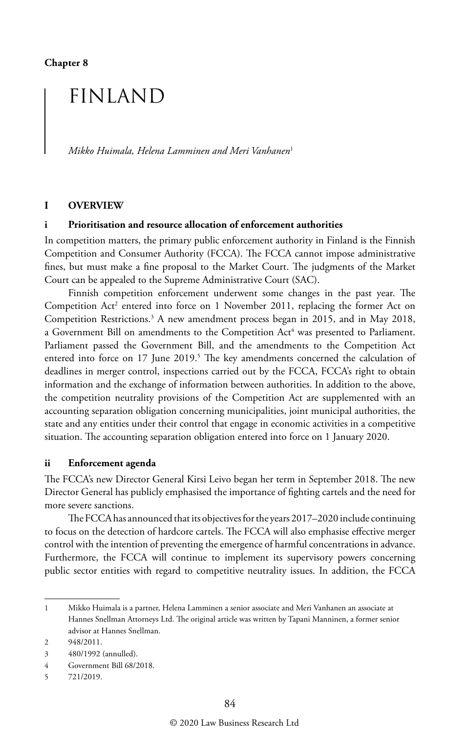Chapter 8

# FINLAND

*Mikko Huimala, Helena Lamminen and Meri Vanhanen*[1]

## I OVERVIEW

### i Prioritisation and resource allocation of enforcement authorities

In competition matters, the primary public enforcement authority in Finland is the Finnish Competition and Consumer Authority (FCCA). The FCCA cannot impose administrative fines, but must make a fine proposal to the Market Court. The judgments of the Market Court can be appealed to the Supreme Administrative Court (SAC).

Finnish competition enforcement underwent some changes in the past year. The Competition Act[2] entered into force on 1 November 2011, replacing the former Act on Competition Restrictions.[3] A new amendment process began in 2015, and in May 2018, a Government Bill on amendments to the Competition Act[4] was presented to Parliament. Parliament passed the Government Bill, and the amendments to the Competition Act entered into force on 17 June 2019.[5] The key amendments concerned the calculation of deadlines in merger control, inspections carried out by the FCCA, FCCA's right to obtain information and the exchange of information between authorities. In addition to the above, the competition neutrality provisions of the Competition Act are supplemented with an accounting separation obligation concerning municipalities, joint municipal authorities, the state and any entities under their control that engage in economic activities in a competitive situation. The accounting separation obligation entered into force on 1 January 2020.

### ii Enforcement agenda

The FCCA's new Director General Kirsi Leivo began her term in September 2018. The new Director General has publicly emphasised the importance of fighting cartels and the need for more severe sanctions.

The FCCA has announced that its objectives for the years 2017–2020 include continuing to focus on the detection of hardcore cartels. The FCCA will also emphasise effective merger control with the intention of preventing the emergence of harmful concentrations in advance. Furthermore, the FCCA will continue to implement its supervisory powers concerning public sector entities with regard to competitive neutrality issues. In addition, the FCCA

---

1 Mikko Huimala is a partner, Helena Lamminen a senior associate and Meri Vanhanen an associate at Hannes Snellman Attorneys Ltd. The original article was written by Tapani Manninen, a former senior advisor at Hannes Snellman.

2 948/2011.

3 480/1992 (annulled).

4 Government Bill 68/2018.

5 721/2019.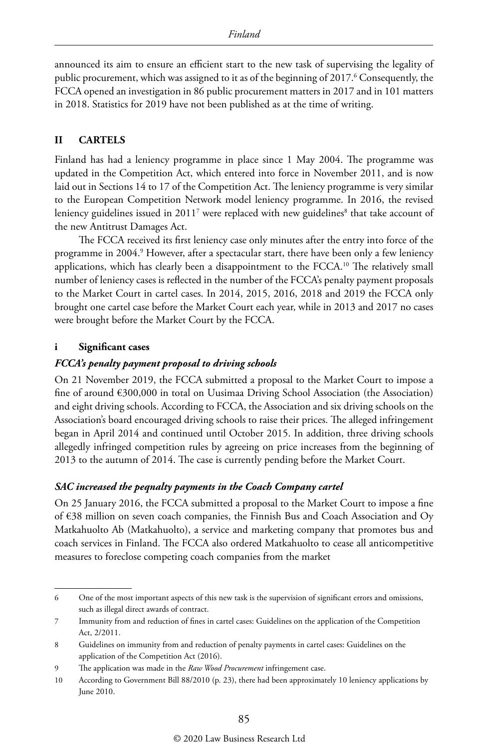announced its aim to ensure an efficient start to the new task of supervising the legality of public procurement, which was assigned to it as of the beginning of 2017.[6] Consequently, the FCCA opened an investigation in 86 public procurement matters in 2017 and in 101 matters in 2018. Statistics for 2019 have not been published as at the time of writing.

## II CARTELS

Finland has had a leniency programme in place since 1 May 2004. The programme was updated in the Competition Act, which entered into force in November 2011, and is now laid out in Sections 14 to 17 of the Competition Act. The leniency programme is very similar to the European Competition Network model leniency programme. In 2016, the revised leniency guidelines issued in 2011[7] were replaced with new guidelines[8] that take account of the new Antitrust Damages Act.

The FCCA received its first leniency case only minutes after the entry into force of the programme in 2004.[9] However, after a spectacular start, there have been only a few leniency applications, which has clearly been a disappointment to the FCCA.[10] The relatively small number of leniency cases is reflected in the number of the FCCA's penalty payment proposals to the Market Court in cartel cases. In 2014, 2015, 2016, 2018 and 2019 the FCCA only brought one cartel case before the Market Court each year, while in 2013 and 2017 no cases were brought before the Market Court by the FCCA.

### i Significant cases

#### *FCCA's penalty payment proposal to driving schools*

On 21 November 2019, the FCCA submitted a proposal to the Market Court to impose a fine of around €300,000 in total on Uusimaa Driving School Association (the Association) and eight driving schools. According to FCCA, the Association and six driving schools on the Association's board encouraged driving schools to raise their prices. The alleged infringement began in April 2014 and continued until October 2015. In addition, three driving schools allegedly infringed competition rules by agreeing on price increases from the beginning of 2013 to the autumn of 2014. The case is currently pending before the Market Court.

#### *SAC increased the peqnalty payments in the Coach Company cartel*

On 25 January 2016, the FCCA submitted a proposal to the Market Court to impose a fine of €38 million on seven coach companies, the Finnish Bus and Coach Association and Oy Matkahuolto Ab (Matkahuolto), a service and marketing company that promotes bus and coach services in Finland. The FCCA also ordered Matkahuolto to cease all anticompetitive measures to foreclose competing coach companies from the market

---

6 One of the most important aspects of this new task is the supervision of significant errors and omissions, such as illegal direct awards of contract.

7 Immunity from and reduction of fines in cartel cases: Guidelines on the application of the Competition Act, 2/2011.

8 Guidelines on immunity from and reduction of penalty payments in cartel cases: Guidelines on the application of the Competition Act (2016).

9 The application was made in the *Raw Wood Procurement* infringement case.

10 According to Government Bill 88/2010 (p. 23), there had been approximately 10 leniency applications by June 2010.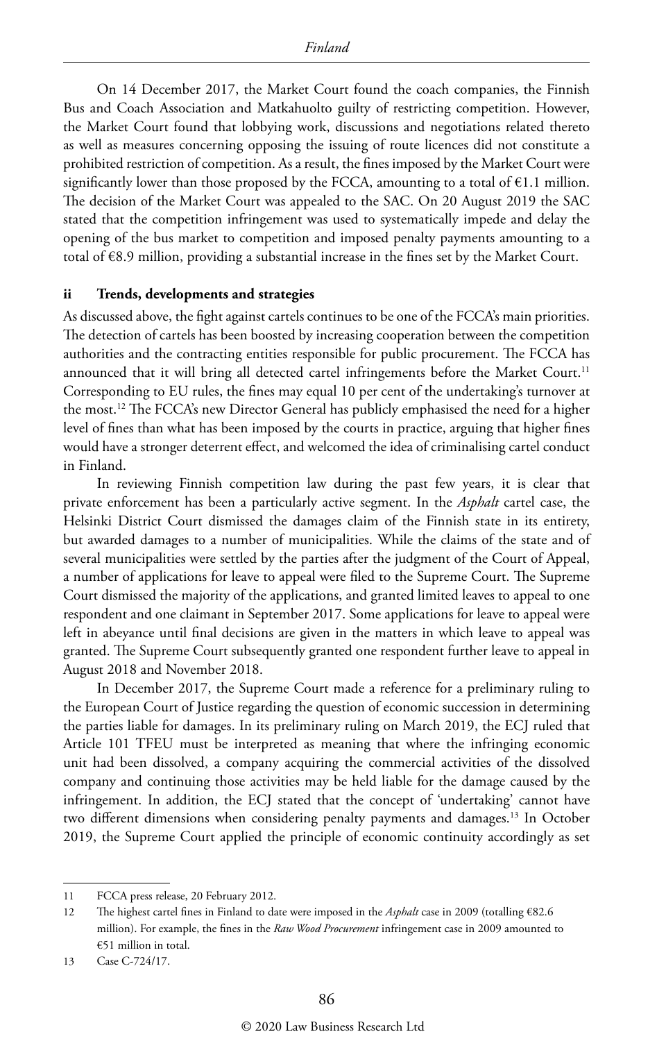On 14 December 2017, the Market Court found the coach companies, the Finnish Bus and Coach Association and Matkahuolto guilty of restricting competition. However, the Market Court found that lobbying work, discussions and negotiations related thereto as well as measures concerning opposing the issuing of route licences did not constitute a prohibited restriction of competition. As a result, the fines imposed by the Market Court were significantly lower than those proposed by the FCCA, amounting to a total of €1.1 million. The decision of the Market Court was appealed to the SAC. On 20 August 2019 the SAC stated that the competition infringement was used to systematically impede and delay the opening of the bus market to competition and imposed penalty payments amounting to a total of €8.9 million, providing a substantial increase in the fines set by the Market Court.

### ii Trends, developments and strategies

As discussed above, the fight against cartels continues to be one of the FCCA's main priorities. The detection of cartels has been boosted by increasing cooperation between the competition authorities and the contracting entities responsible for public procurement. The FCCA has announced that it will bring all detected cartel infringements before the Market Court.[11] Corresponding to EU rules, the fines may equal 10 per cent of the undertaking's turnover at the most.[12] The FCCA's new Director General has publicly emphasised the need for a higher level of fines than what has been imposed by the courts in practice, arguing that higher fines would have a stronger deterrent effect, and welcomed the idea of criminalising cartel conduct in Finland.

In reviewing Finnish competition law during the past few years, it is clear that private enforcement has been a particularly active segment. In the *Asphalt* cartel case, the Helsinki District Court dismissed the damages claim of the Finnish state in its entirety, but awarded damages to a number of municipalities. While the claims of the state and of several municipalities were settled by the parties after the judgment of the Court of Appeal, a number of applications for leave to appeal were filed to the Supreme Court. The Supreme Court dismissed the majority of the applications, and granted limited leaves to appeal to one respondent and one claimant in September 2017. Some applications for leave to appeal were left in abeyance until final decisions are given in the matters in which leave to appeal was granted. The Supreme Court subsequently granted one respondent further leave to appeal in August 2018 and November 2018.

In December 2017, the Supreme Court made a reference for a preliminary ruling to the European Court of Justice regarding the question of economic succession in determining the parties liable for damages. In its preliminary ruling on March 2019, the ECJ ruled that Article 101 TFEU must be interpreted as meaning that where the infringing economic unit had been dissolved, a company acquiring the commercial activities of the dissolved company and continuing those activities may be held liable for the damage caused by the infringement. In addition, the ECJ stated that the concept of 'undertaking' cannot have two different dimensions when considering penalty payments and damages.[13] In October 2019, the Supreme Court applied the principle of economic continuity accordingly as set

---

11 FCCA press release, 20 February 2012.

12 The highest cartel fines in Finland to date were imposed in the *Asphalt* case in 2009 (totalling €82.6 million). For example, the fines in the *Raw Wood Procurement* infringement case in 2009 amounted to €51 million in total.

13 Case C-724/17.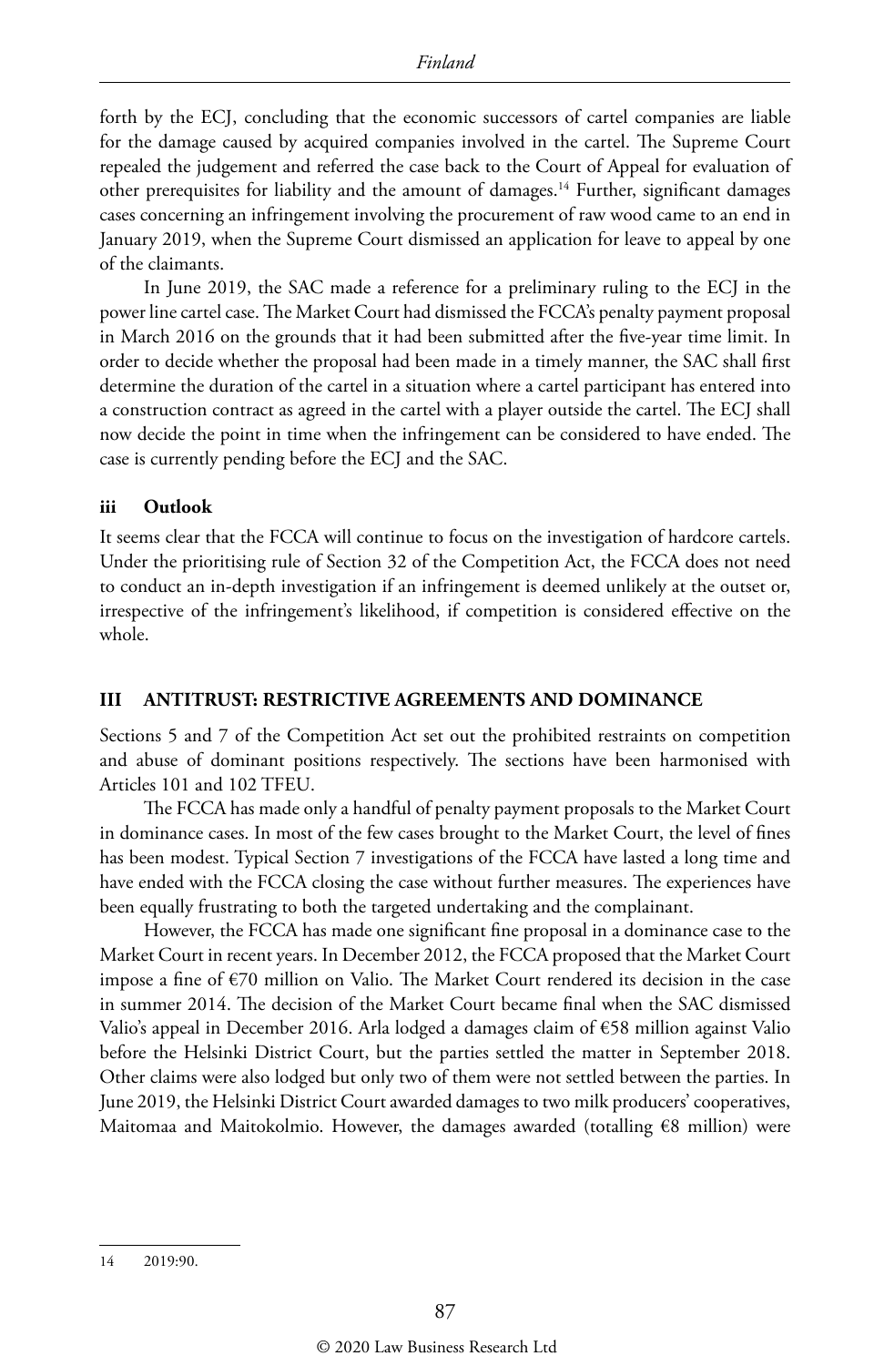forth by the ECJ, concluding that the economic successors of cartel companies are liable for the damage caused by acquired companies involved in the cartel. The Supreme Court repealed the judgement and referred the case back to the Court of Appeal for evaluation of other prerequisites for liability and the amount of damages.[14] Further, significant damages cases concerning an infringement involving the procurement of raw wood came to an end in January 2019, when the Supreme Court dismissed an application for leave to appeal by one of the claimants.

In June 2019, the SAC made a reference for a preliminary ruling to the ECJ in the power line cartel case. The Market Court had dismissed the FCCA's penalty payment proposal in March 2016 on the grounds that it had been submitted after the five-year time limit. In order to decide whether the proposal had been made in a timely manner, the SAC shall first determine the duration of the cartel in a situation where a cartel participant has entered into a construction contract as agreed in the cartel with a player outside the cartel. The ECJ shall now decide the point in time when the infringement can be considered to have ended. The case is currently pending before the ECJ and the SAC.

### iii Outlook

It seems clear that the FCCA will continue to focus on the investigation of hardcore cartels. Under the prioritising rule of Section 32 of the Competition Act, the FCCA does not need to conduct an in-depth investigation if an infringement is deemed unlikely at the outset or, irrespective of the infringement's likelihood, if competition is considered effective on the whole.

## III ANTITRUST: RESTRICTIVE AGREEMENTS AND DOMINANCE

Sections 5 and 7 of the Competition Act set out the prohibited restraints on competition and abuse of dominant positions respectively. The sections have been harmonised with Articles 101 and 102 TFEU.

The FCCA has made only a handful of penalty payment proposals to the Market Court in dominance cases. In most of the few cases brought to the Market Court, the level of fines has been modest. Typical Section 7 investigations of the FCCA have lasted a long time and have ended with the FCCA closing the case without further measures. The experiences have been equally frustrating to both the targeted undertaking and the complainant.

However, the FCCA has made one significant fine proposal in a dominance case to the Market Court in recent years. In December 2012, the FCCA proposed that the Market Court impose a fine of €70 million on Valio. The Market Court rendered its decision in the case in summer 2014. The decision of the Market Court became final when the SAC dismissed Valio's appeal in December 2016. Arla lodged a damages claim of €58 million against Valio before the Helsinki District Court, but the parties settled the matter in September 2018. Other claims were also lodged but only two of them were not settled between the parties. In June 2019, the Helsinki District Court awarded damages to two milk producers' cooperatives, Maitomaa and Maitokolmio. However, the damages awarded (totalling €8 million) were

---

14 2019:90.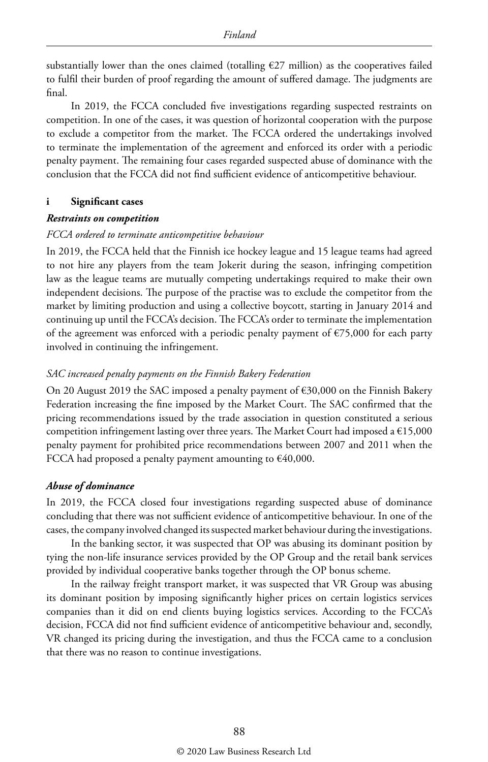substantially lower than the ones claimed (totalling €27 million) as the cooperatives failed to fulfil their burden of proof regarding the amount of suffered damage. The judgments are final.

In 2019, the FCCA concluded five investigations regarding suspected restraints on competition. In one of the cases, it was question of horizontal cooperation with the purpose to exclude a competitor from the market. The FCCA ordered the undertakings involved to terminate the implementation of the agreement and enforced its order with a periodic penalty payment. The remaining four cases regarded suspected abuse of dominance with the conclusion that the FCCA did not find sufficient evidence of anticompetitive behaviour.

### i Significant cases

#### *Restraints on competition*

*FCCA ordered to terminate anticompetitive behaviour*

In 2019, the FCCA held that the Finnish ice hockey league and 15 league teams had agreed to not hire any players from the team Jokerit during the season, infringing competition law as the league teams are mutually competing undertakings required to make their own independent decisions. The purpose of the practise was to exclude the competitor from the market by limiting production and using a collective boycott, starting in January 2014 and continuing up until the FCCA's decision. The FCCA's order to terminate the implementation of the agreement was enforced with a periodic penalty payment of €75,000 for each party involved in continuing the infringement.

*SAC increased penalty payments on the Finnish Bakery Federation*

On 20 August 2019 the SAC imposed a penalty payment of €30,000 on the Finnish Bakery Federation increasing the fine imposed by the Market Court. The SAC confirmed that the pricing recommendations issued by the trade association in question constituted a serious competition infringement lasting over three years. The Market Court had imposed a €15,000 penalty payment for prohibited price recommendations between 2007 and 2011 when the FCCA had proposed a penalty payment amounting to €40,000.

#### *Abuse of dominance*

In 2019, the FCCA closed four investigations regarding suspected abuse of dominance concluding that there was not sufficient evidence of anticompetitive behaviour. In one of the cases, the company involved changed its suspected market behaviour during the investigations.

In the banking sector, it was suspected that OP was abusing its dominant position by tying the non-life insurance services provided by the OP Group and the retail bank services provided by individual cooperative banks together through the OP bonus scheme.

In the railway freight transport market, it was suspected that VR Group was abusing its dominant position by imposing significantly higher prices on certain logistics services companies than it did on end clients buying logistics services. According to the FCCA's decision, FCCA did not find sufficient evidence of anticompetitive behaviour and, secondly, VR changed its pricing during the investigation, and thus the FCCA came to a conclusion that there was no reason to continue investigations.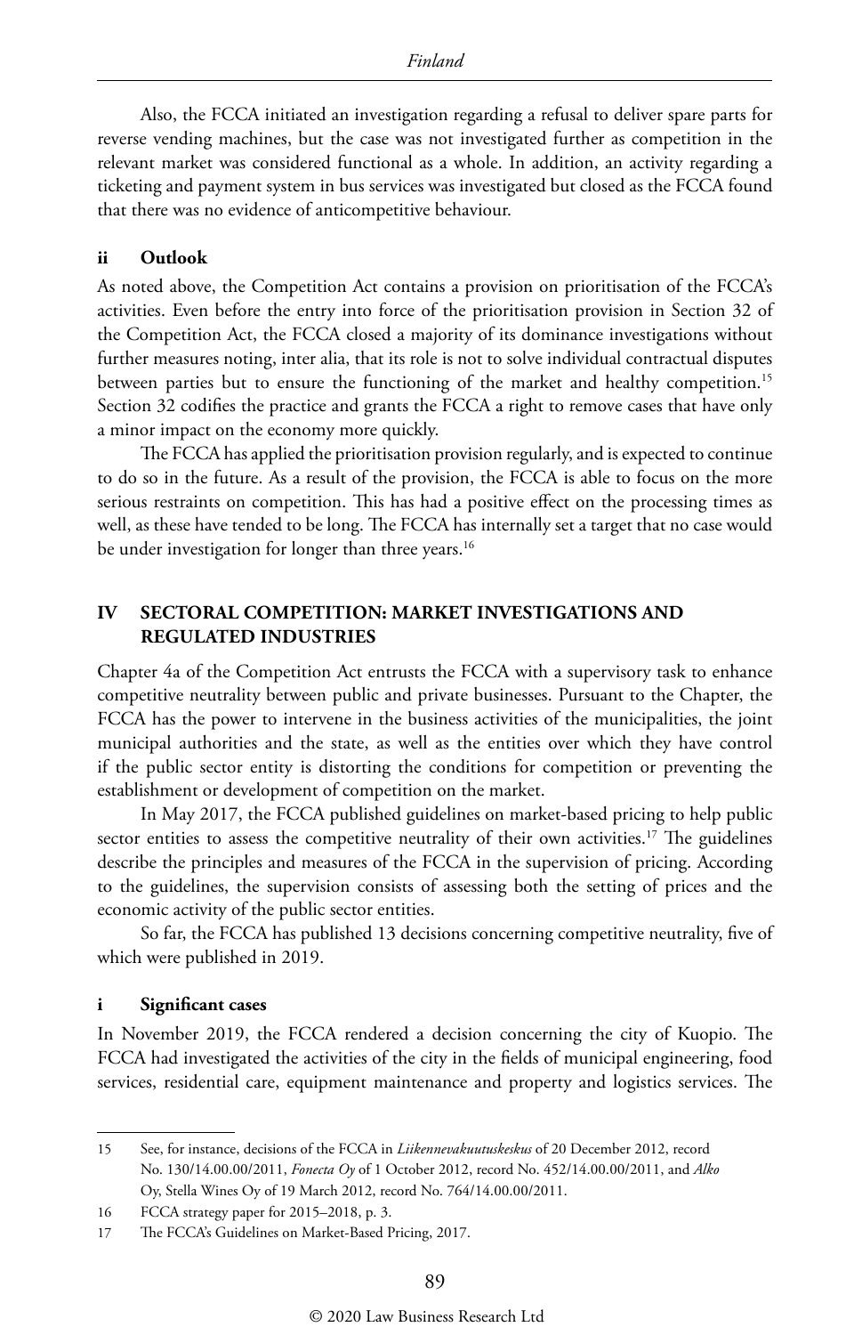Also, the FCCA initiated an investigation regarding a refusal to deliver spare parts for reverse vending machines, but the case was not investigated further as competition in the relevant market was considered functional as a whole. In addition, an activity regarding a ticketing and payment system in bus services was investigated but closed as the FCCA found that there was no evidence of anticompetitive behaviour.

### ii Outlook

As noted above, the Competition Act contains a provision on prioritisation of the FCCA's activities. Even before the entry into force of the prioritisation provision in Section 32 of the Competition Act, the FCCA closed a majority of its dominance investigations without further measures noting, inter alia, that its role is not to solve individual contractual disputes between parties but to ensure the functioning of the market and healthy competition.[15] Section 32 codifies the practice and grants the FCCA a right to remove cases that have only a minor impact on the economy more quickly.

The FCCA has applied the prioritisation provision regularly, and is expected to continue to do so in the future. As a result of the provision, the FCCA is able to focus on the more serious restraints on competition. This has had a positive effect on the processing times as well, as these have tended to be long. The FCCA has internally set a target that no case would be under investigation for longer than three years.[16]

## IV SECTORAL COMPETITION: MARKET INVESTIGATIONS AND REGULATED INDUSTRIES

Chapter 4a of the Competition Act entrusts the FCCA with a supervisory task to enhance competitive neutrality between public and private businesses. Pursuant to the Chapter, the FCCA has the power to intervene in the business activities of the municipalities, the joint municipal authorities and the state, as well as the entities over which they have control if the public sector entity is distorting the conditions for competition or preventing the establishment or development of competition on the market.

In May 2017, the FCCA published guidelines on market-based pricing to help public sector entities to assess the competitive neutrality of their own activities.[17] The guidelines describe the principles and measures of the FCCA in the supervision of pricing. According to the guidelines, the supervision consists of assessing both the setting of prices and the economic activity of the public sector entities.

So far, the FCCA has published 13 decisions concerning competitive neutrality, five of which were published in 2019.

### i Significant cases

In November 2019, the FCCA rendered a decision concerning the city of Kuopio. The FCCA had investigated the activities of the city in the fields of municipal engineering, food services, residential care, equipment maintenance and property and logistics services. The

---

15 See, for instance, decisions of the FCCA in *Liikennevakuutuskeskus* of 20 December 2012, record No. 130/14.00.00/2011, *Fonecta Oy* of 1 October 2012, record No. 452/14.00.00/2011, and *Alko* Oy, Stella Wines Oy of 19 March 2012, record No. 764/14.00.00/2011.

16 FCCA strategy paper for 2015–2018, p. 3.

17 The FCCA's Guidelines on Market-Based Pricing, 2017.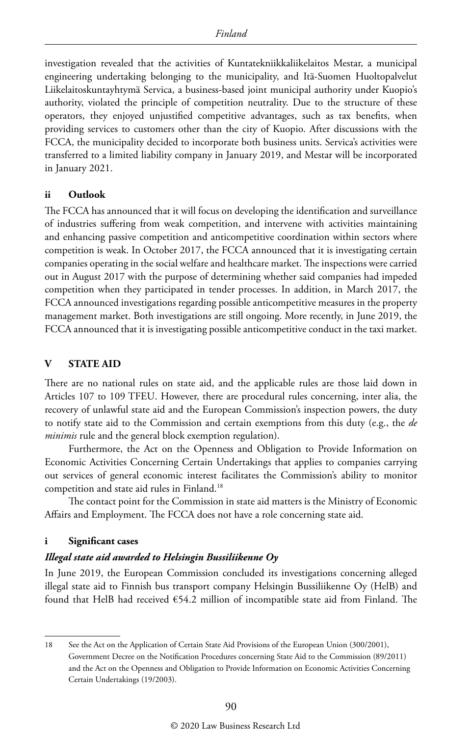investigation revealed that the activities of Kuntatekniikkaliikelaitos Mestar, a municipal engineering undertaking belonging to the municipality, and Itä-Suomen Huoltopalvelut Liikelaitoskuntayhtymä Servica, a business-based joint municipal authority under Kuopio's authority, violated the principle of competition neutrality. Due to the structure of these operators, they enjoyed unjustified competitive advantages, such as tax benefits, when providing services to customers other than the city of Kuopio. After discussions with the FCCA, the municipality decided to incorporate both business units. Servica's activities were transferred to a limited liability company in January 2019, and Mestar will be incorporated in January 2021.

### ii Outlook

The FCCA has announced that it will focus on developing the identification and surveillance of industries suffering from weak competition, and intervene with activities maintaining and enhancing passive competition and anticompetitive coordination within sectors where competition is weak. In October 2017, the FCCA announced that it is investigating certain companies operating in the social welfare and healthcare market. The inspections were carried out in August 2017 with the purpose of determining whether said companies had impeded competition when they participated in tender processes. In addition, in March 2017, the FCCA announced investigations regarding possible anticompetitive measures in the property management market. Both investigations are still ongoing. More recently, in June 2019, the FCCA announced that it is investigating possible anticompetitive conduct in the taxi market.

## V STATE AID

There are no national rules on state aid, and the applicable rules are those laid down in Articles 107 to 109 TFEU. However, there are procedural rules concerning, inter alia, the recovery of unlawful state aid and the European Commission's inspection powers, the duty to notify state aid to the Commission and certain exemptions from this duty (e.g., the *de minimis* rule and the general block exemption regulation).

Furthermore, the Act on the Openness and Obligation to Provide Information on Economic Activities Concerning Certain Undertakings that applies to companies carrying out services of general economic interest facilitates the Commission's ability to monitor competition and state aid rules in Finland.[18]

The contact point for the Commission in state aid matters is the Ministry of Economic Affairs and Employment. The FCCA does not have a role concerning state aid.

### i Significant cases

#### *Illegal state aid awarded to Helsingin Bussiliikenne Oy*

In June 2019, the European Commission concluded its investigations concerning alleged illegal state aid to Finnish bus transport company Helsingin Bussiliikenne Oy (HelB) and found that HelB had received €54.2 million of incompatible state aid from Finland. The

---

18 See the Act on the Application of Certain State Aid Provisions of the European Union (300/2001), Government Decree on the Notification Procedures concerning State Aid to the Commission (89/2011) and the Act on the Openness and Obligation to Provide Information on Economic Activities Concerning Certain Undertakings (19/2003).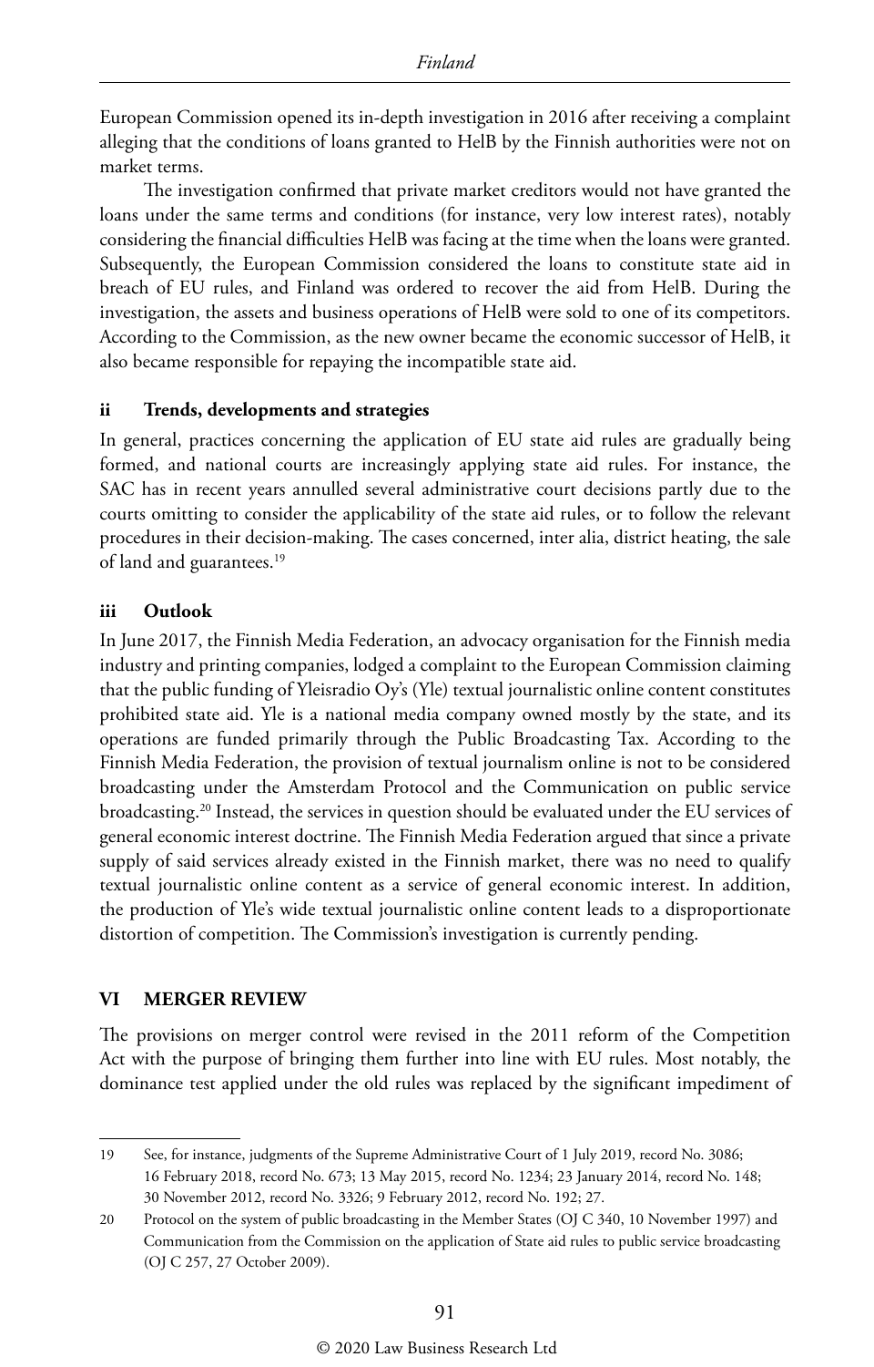European Commission opened its in-depth investigation in 2016 after receiving a complaint alleging that the conditions of loans granted to HelB by the Finnish authorities were not on market terms.

The investigation confirmed that private market creditors would not have granted the loans under the same terms and conditions (for instance, very low interest rates), notably considering the financial difficulties HelB was facing at the time when the loans were granted. Subsequently, the European Commission considered the loans to constitute state aid in breach of EU rules, and Finland was ordered to recover the aid from HelB. During the investigation, the assets and business operations of HelB were sold to one of its competitors. According to the Commission, as the new owner became the economic successor of HelB, it also became responsible for repaying the incompatible state aid.

### ii Trends, developments and strategies

In general, practices concerning the application of EU state aid rules are gradually being formed, and national courts are increasingly applying state aid rules. For instance, the SAC has in recent years annulled several administrative court decisions partly due to the courts omitting to consider the applicability of the state aid rules, or to follow the relevant procedures in their decision-making. The cases concerned, inter alia, district heating, the sale of land and guarantees.[19]

### iii Outlook

In June 2017, the Finnish Media Federation, an advocacy organisation for the Finnish media industry and printing companies, lodged a complaint to the European Commission claiming that the public funding of Yleisradio Oy's (Yle) textual journalistic online content constitutes prohibited state aid. Yle is a national media company owned mostly by the state, and its operations are funded primarily through the Public Broadcasting Tax. According to the Finnish Media Federation, the provision of textual journalism online is not to be considered broadcasting under the Amsterdam Protocol and the Communication on public service broadcasting.[20] Instead, the services in question should be evaluated under the EU services of general economic interest doctrine. The Finnish Media Federation argued that since a private supply of said services already existed in the Finnish market, there was no need to qualify textual journalistic online content as a service of general economic interest. In addition, the production of Yle's wide textual journalistic online content leads to a disproportionate distortion of competition. The Commission's investigation is currently pending.

## VI MERGER REVIEW

The provisions on merger control were revised in the 2011 reform of the Competition Act with the purpose of bringing them further into line with EU rules. Most notably, the dominance test applied under the old rules was replaced by the significant impediment of

---

19 See, for instance, judgments of the Supreme Administrative Court of 1 July 2019, record No. 3086; 16 February 2018, record No. 673; 13 May 2015, record No. 1234; 23 January 2014, record No. 148; 30 November 2012, record No. 3326; 9 February 2012, record No. 192; 27.

20 Protocol on the system of public broadcasting in the Member States (OJ C 340, 10 November 1997) and Communication from the Commission on the application of State aid rules to public service broadcasting (OJ C 257, 27 October 2009).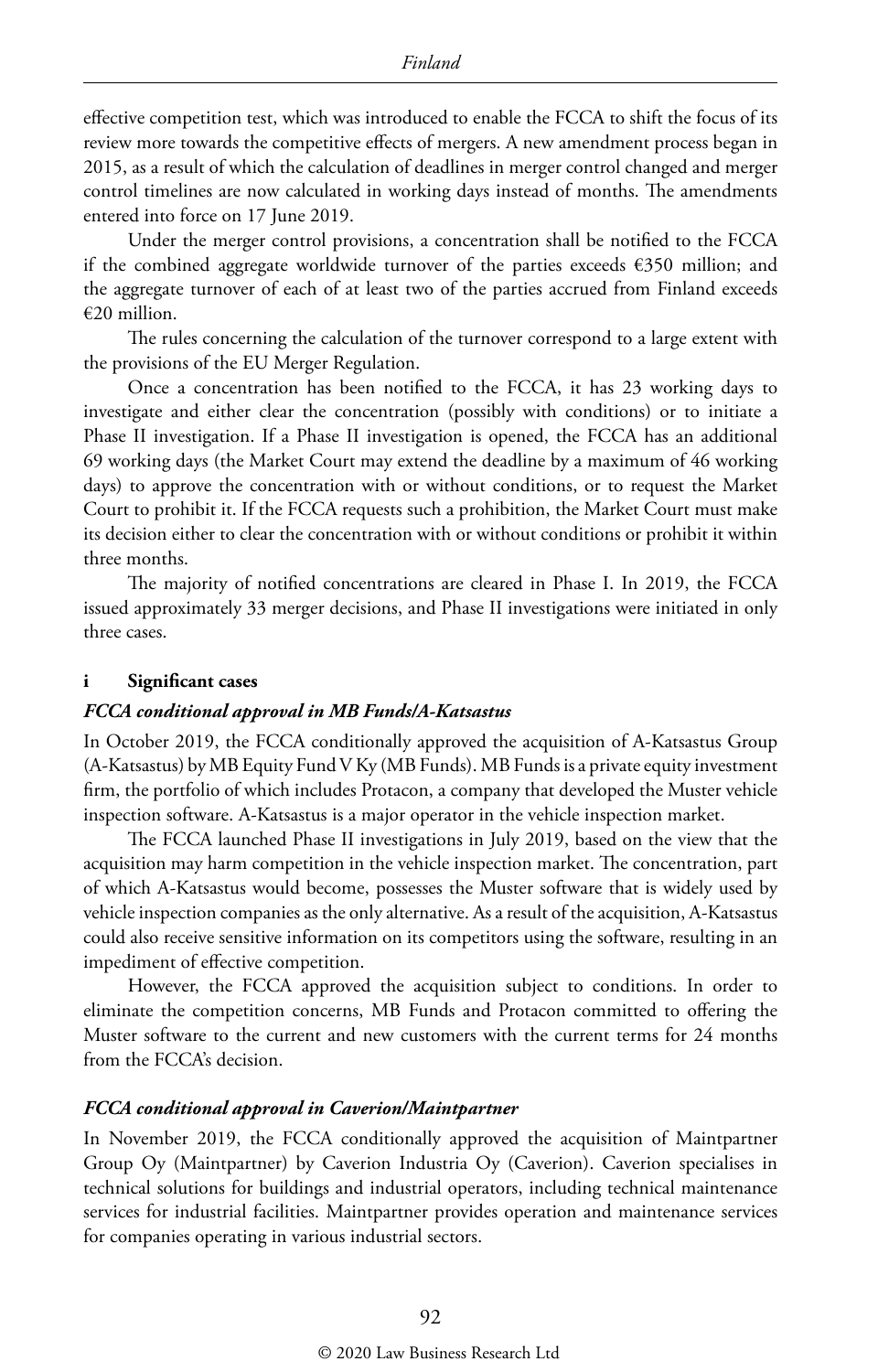effective competition test, which was introduced to enable the FCCA to shift the focus of its review more towards the competitive effects of mergers. A new amendment process began in 2015, as a result of which the calculation of deadlines in merger control changed and merger control timelines are now calculated in working days instead of months. The amendments entered into force on 17 June 2019.

Under the merger control provisions, a concentration shall be notified to the FCCA if the combined aggregate worldwide turnover of the parties exceeds €350 million; and the aggregate turnover of each of at least two of the parties accrued from Finland exceeds €20 million.

The rules concerning the calculation of the turnover correspond to a large extent with the provisions of the EU Merger Regulation.

Once a concentration has been notified to the FCCA, it has 23 working days to investigate and either clear the concentration (possibly with conditions) or to initiate a Phase II investigation. If a Phase II investigation is opened, the FCCA has an additional 69 working days (the Market Court may extend the deadline by a maximum of 46 working days) to approve the concentration with or without conditions, or to request the Market Court to prohibit it. If the FCCA requests such a prohibition, the Market Court must make its decision either to clear the concentration with or without conditions or prohibit it within three months.

The majority of notified concentrations are cleared in Phase I. In 2019, the FCCA issued approximately 33 merger decisions, and Phase II investigations were initiated in only three cases.

### i Significant cases

#### *FCCA conditional approval in MB Funds/A-Katsastus*

In October 2019, the FCCA conditionally approved the acquisition of A-Katsastus Group (A-Katsastus) by MB Equity Fund V Ky (MB Funds). MB Funds is a private equity investment firm, the portfolio of which includes Protacon, a company that developed the Muster vehicle inspection software. A-Katsastus is a major operator in the vehicle inspection market.

The FCCA launched Phase II investigations in July 2019, based on the view that the acquisition may harm competition in the vehicle inspection market. The concentration, part of which A-Katsastus would become, possesses the Muster software that is widely used by vehicle inspection companies as the only alternative. As a result of the acquisition, A-Katsastus could also receive sensitive information on its competitors using the software, resulting in an impediment of effective competition.

However, the FCCA approved the acquisition subject to conditions. In order to eliminate the competition concerns, MB Funds and Protacon committed to offering the Muster software to the current and new customers with the current terms for 24 months from the FCCA's decision.

#### *FCCA conditional approval in Caverion/Maintpartner*

In November 2019, the FCCA conditionally approved the acquisition of Maintpartner Group Oy (Maintpartner) by Caverion Industria Oy (Caverion). Caverion specialises in technical solutions for buildings and industrial operators, including technical maintenance services for industrial facilities. Maintpartner provides operation and maintenance services for companies operating in various industrial sectors.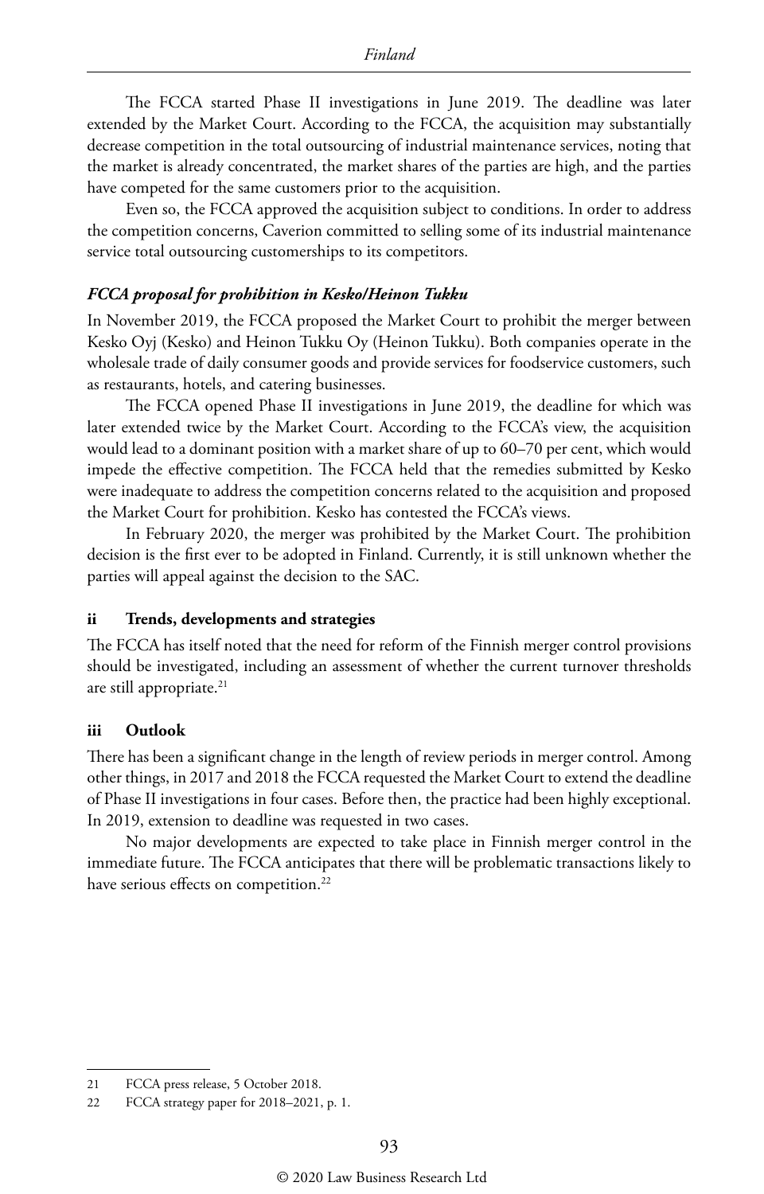The FCCA started Phase II investigations in June 2019. The deadline was later extended by the Market Court. According to the FCCA, the acquisition may substantially decrease competition in the total outsourcing of industrial maintenance services, noting that the market is already concentrated, the market shares of the parties are high, and the parties have competed for the same customers prior to the acquisition.

Even so, the FCCA approved the acquisition subject to conditions. In order to address the competition concerns, Caverion committed to selling some of its industrial maintenance service total outsourcing customerships to its competitors.

***FCCA proposal for prohibition in Kesko/Heinon Tukku***

In November 2019, the FCCA proposed the Market Court to prohibit the merger between Kesko Oyj (Kesko) and Heinon Tukku Oy (Heinon Tukku). Both companies operate in the wholesale trade of daily consumer goods and provide services for foodservice customers, such as restaurants, hotels, and catering businesses.

The FCCA opened Phase II investigations in June 2019, the deadline for which was later extended twice by the Market Court. According to the FCCA's view, the acquisition would lead to a dominant position with a market share of up to 60–70 per cent, which would impede the effective competition. The FCCA held that the remedies submitted by Kesko were inadequate to address the competition concerns related to the acquisition and proposed the Market Court for prohibition. Kesko has contested the FCCA's views.

In February 2020, the merger was prohibited by the Market Court. The prohibition decision is the first ever to be adopted in Finland. Currently, it is still unknown whether the parties will appeal against the decision to the SAC.

### ii Trends, developments and strategies

The FCCA has itself noted that the need for reform of the Finnish merger control provisions should be investigated, including an assessment of whether the current turnover thresholds are still appropriate.[21]

### iii Outlook

There has been a significant change in the length of review periods in merger control. Among other things, in 2017 and 2018 the FCCA requested the Market Court to extend the deadline of Phase II investigations in four cases. Before then, the practice had been highly exceptional. In 2019, extension to deadline was requested in two cases.

No major developments are expected to take place in Finnish merger control in the immediate future. The FCCA anticipates that there will be problematic transactions likely to have serious effects on competition.[22]

---

21 FCCA press release, 5 October 2018.

22 FCCA strategy paper for 2018–2021, p. 1.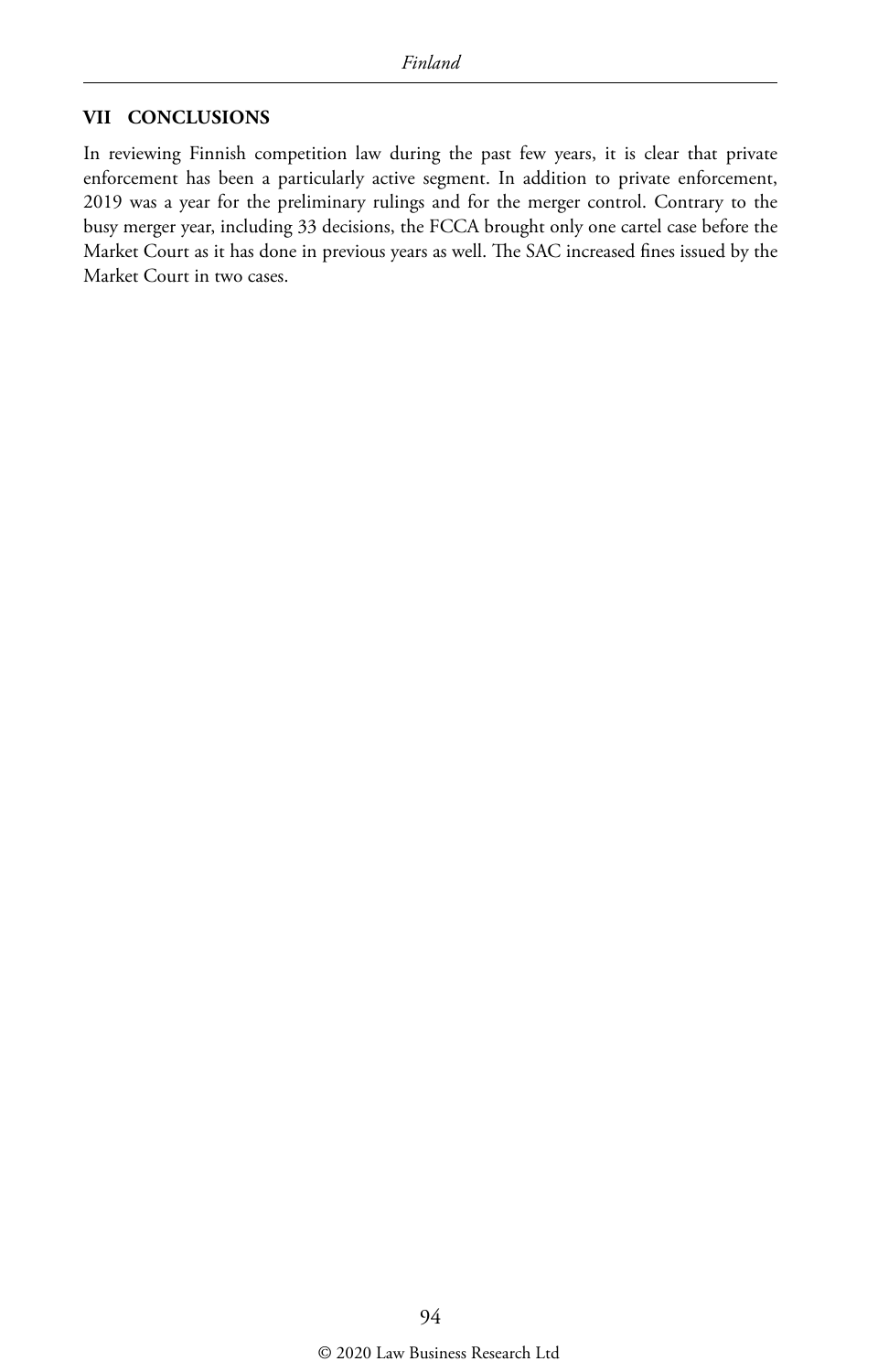## VII CONCLUSIONS

In reviewing Finnish competition law during the past few years, it is clear that private enforcement has been a particularly active segment. In addition to private enforcement, 2019 was a year for the preliminary rulings and for the merger control. Contrary to the busy merger year, including 33 decisions, the FCCA brought only one cartel case before the Market Court as it has done in previous years as well. The SAC increased fines issued by the Market Court in two cases.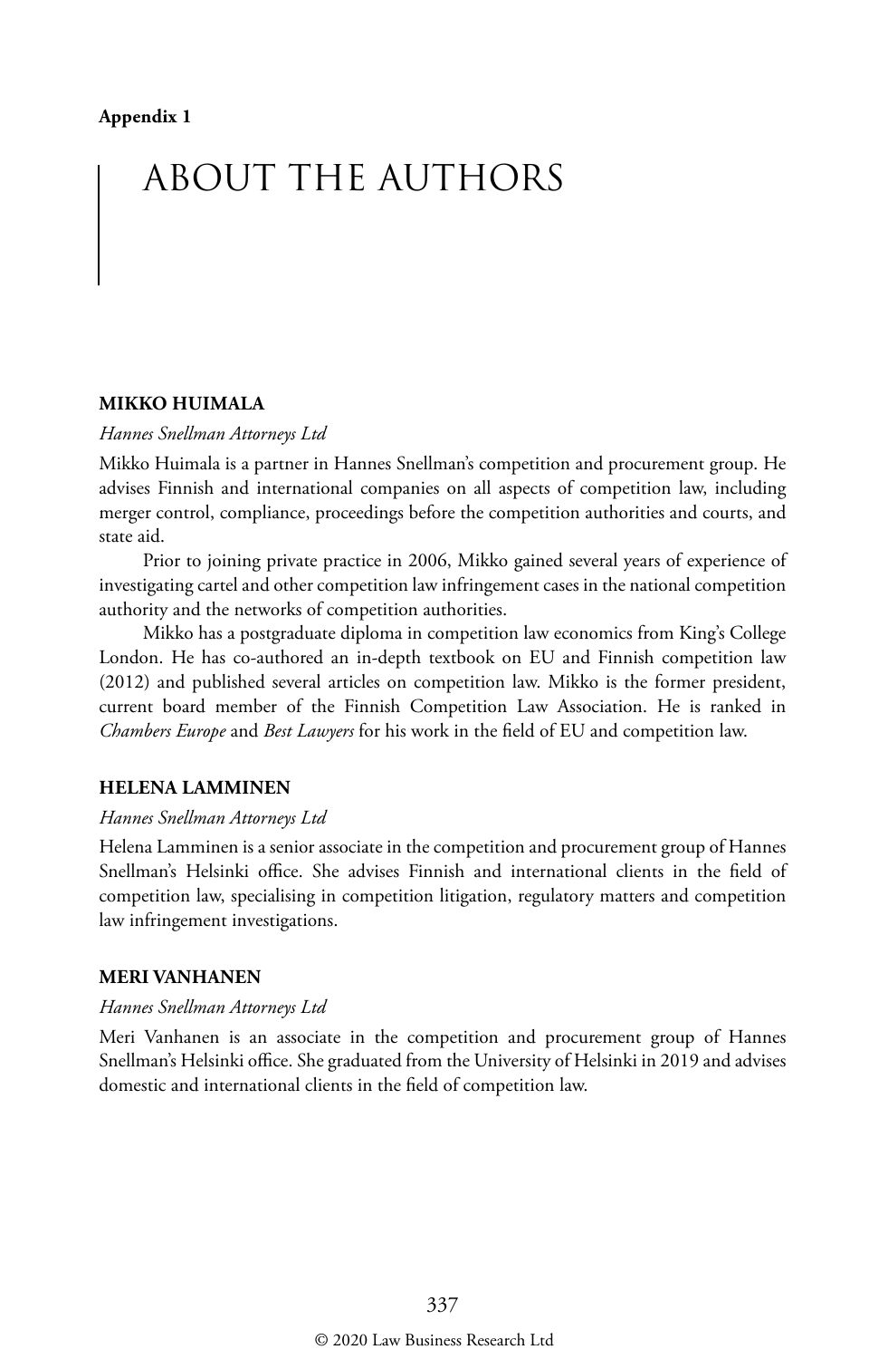**Appendix 1**

# ABOUT THE AUTHORS

### MIKKO HUIMALA

*Hannes Snellman Attorneys Ltd*

Mikko Huimala is a partner in Hannes Snellman's competition and procurement group. He advises Finnish and international companies on all aspects of competition law, including merger control, compliance, proceedings before the competition authorities and courts, and state aid.

Prior to joining private practice in 2006, Mikko gained several years of experience of investigating cartel and other competition law infringement cases in the national competition authority and the networks of competition authorities.

Mikko has a postgraduate diploma in competition law economics from King's College London. He has co-authored an in-depth textbook on EU and Finnish competition law (2012) and published several articles on competition law. Mikko is the former president, current board member of the Finnish Competition Law Association. He is ranked in *Chambers Europe* and *Best Lawyers* for his work in the field of EU and competition law.

### HELENA LAMMINEN

*Hannes Snellman Attorneys Ltd*

Helena Lamminen is a senior associate in the competition and procurement group of Hannes Snellman's Helsinki office. She advises Finnish and international clients in the field of competition law, specialising in competition litigation, regulatory matters and competition law infringement investigations.

### MERI VANHANEN

*Hannes Snellman Attorneys Ltd*

Meri Vanhanen is an associate in the competition and procurement group of Hannes Snellman's Helsinki office. She graduated from the University of Helsinki in 2019 and advises domestic and international clients in the field of competition law.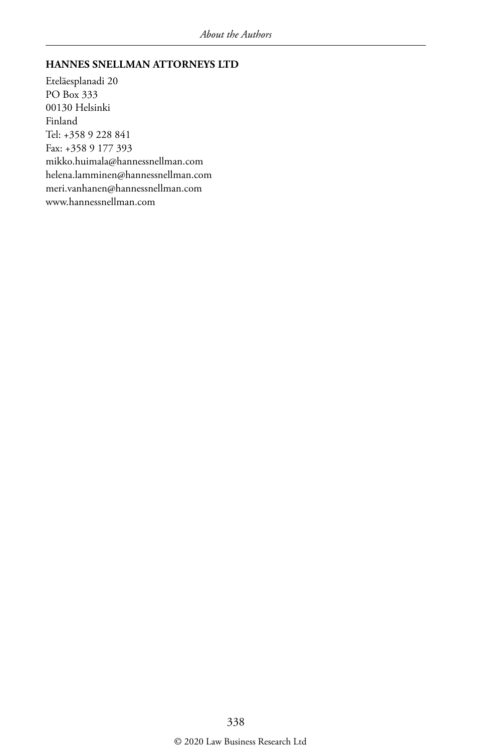**HANNES SNELLMAN ATTORNEYS LTD**

Eteläesplanadi 20
PO Box 333
00130 Helsinki
Finland
Tel: +358 9 228 841
Fax: +358 9 177 393
mikko.huimala@hannessnellman.com
helena.lamminen@hannessnellman.com
meri.vanhanen@hannessnellman.com
www.hannessnellman.com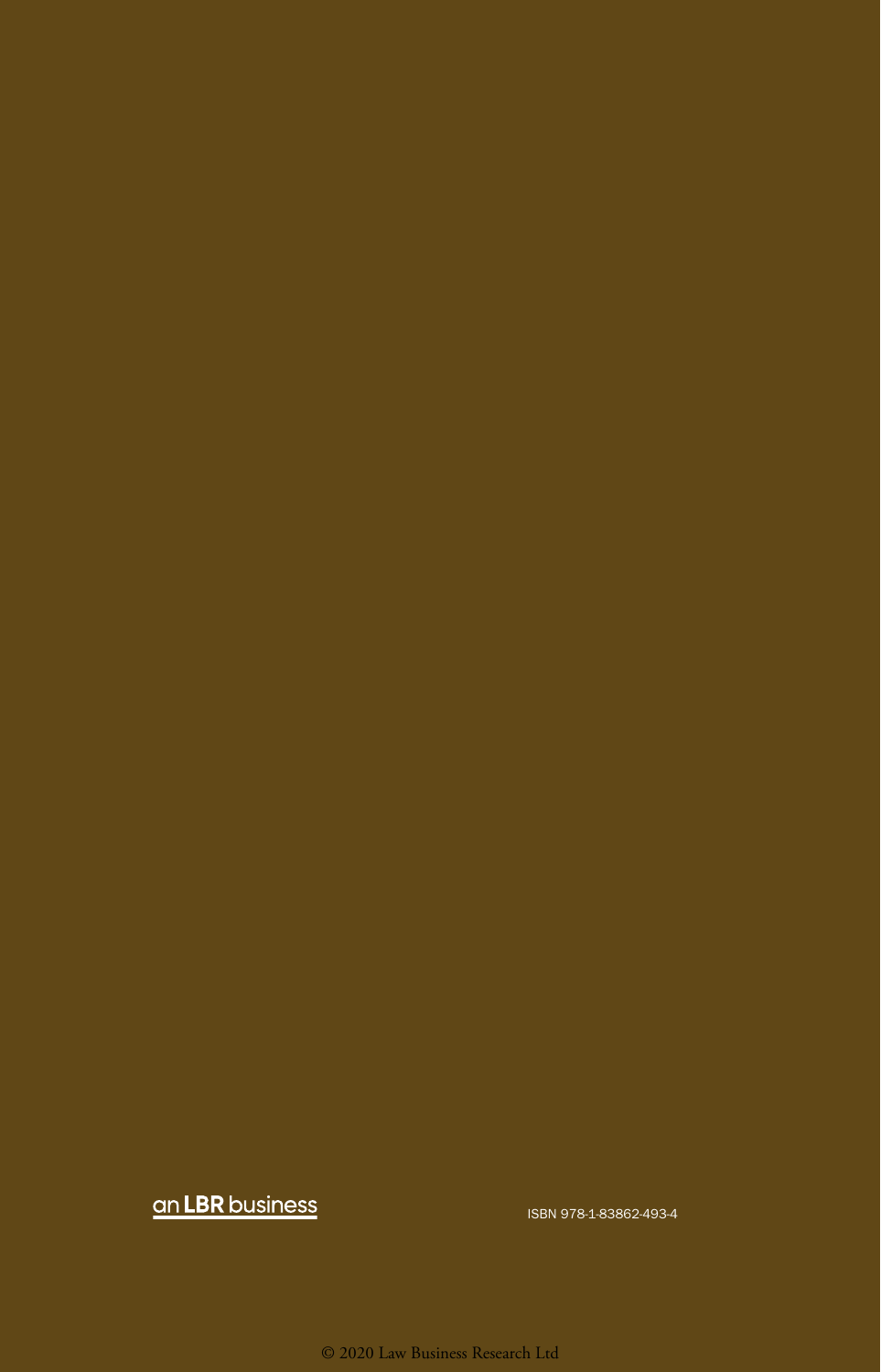an LBR business

ISBN 978-1-83862-493-4

© 2020 Law Business Research Ltd